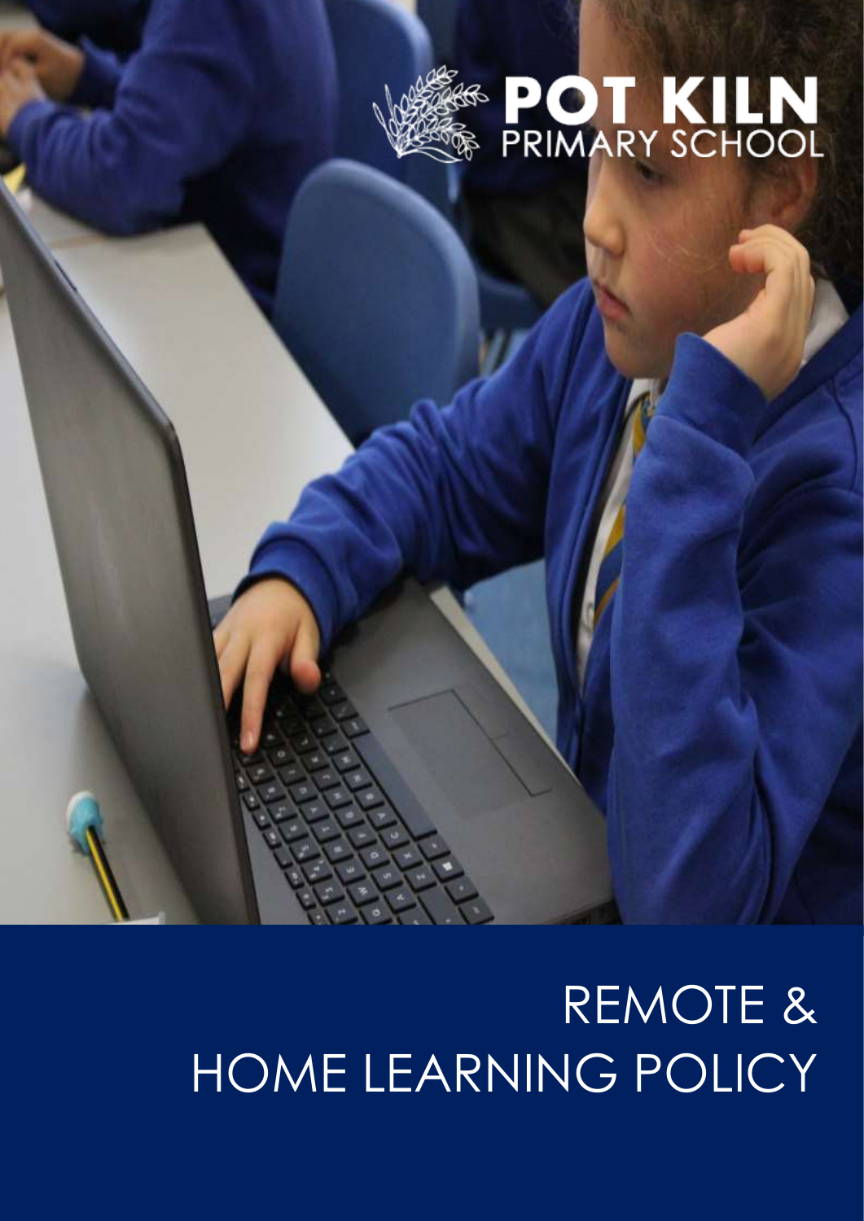POT KILN
PRIMARY SCHOOL

# REMOTE & HOME LEARNING POLICY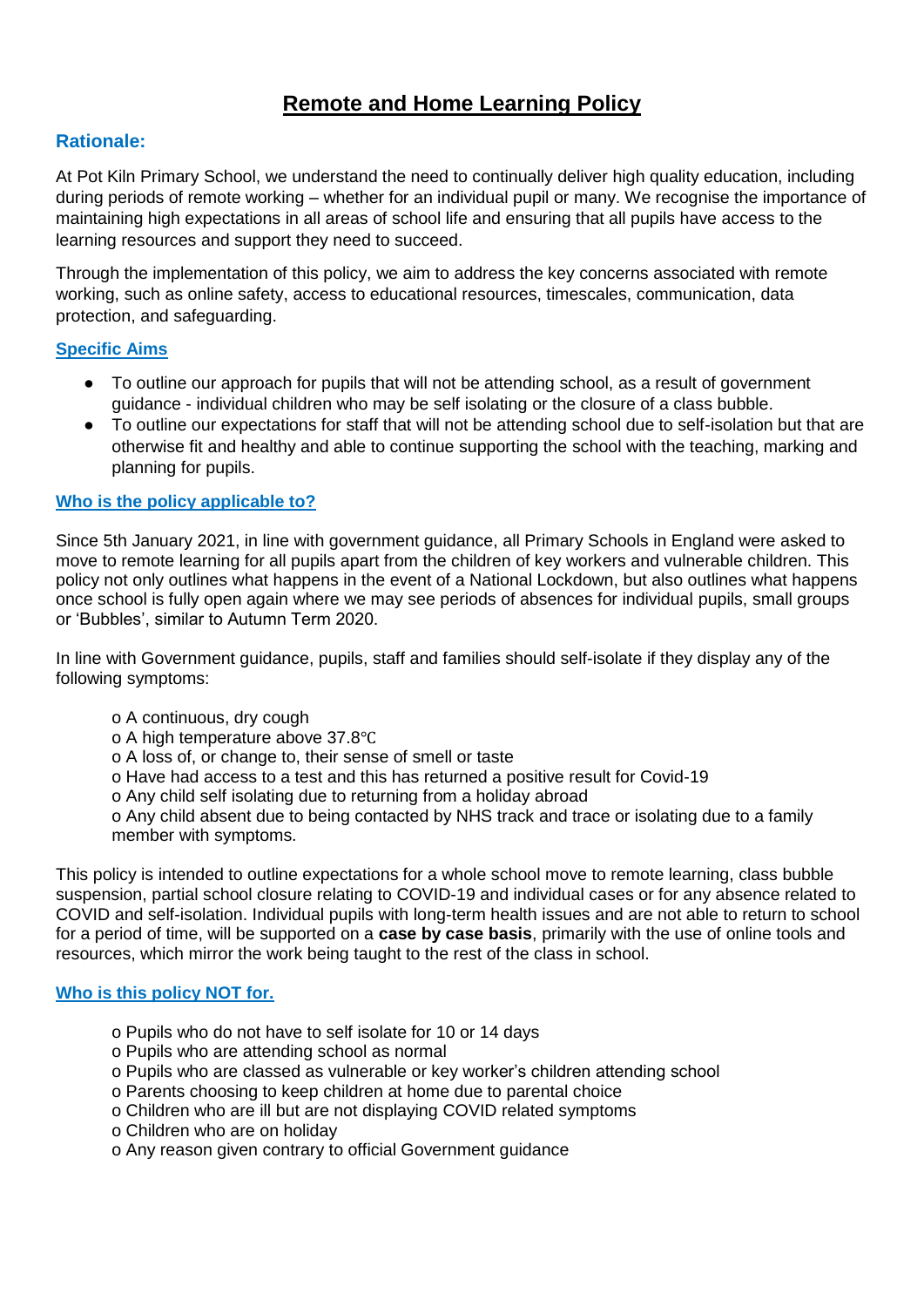# Remote and Home Learning Policy

## Rationale:

At Pot Kiln Primary School, we understand the need to continually deliver high quality education, including during periods of remote working – whether for an individual pupil or many. We recognise the importance of maintaining high expectations in all areas of school life and ensuring that all pupils have access to the learning resources and support they need to succeed.

Through the implementation of this policy, we aim to address the key concerns associated with remote working, such as online safety, access to educational resources, timescales, communication, data protection, and safeguarding.

### Specific Aims

- To outline our approach for pupils that will not be attending school, as a result of government guidance - individual children who may be self isolating or the closure of a class bubble.
- To outline our expectations for staff that will not be attending school due to self-isolation but that are otherwise fit and healthy and able to continue supporting the school with the teaching, marking and planning for pupils.

### Who is the policy applicable to?

Since 5th January 2021, in line with government guidance, all Primary Schools in England were asked to move to remote learning for all pupils apart from the children of key workers and vulnerable children. This policy not only outlines what happens in the event of a National Lockdown, but also outlines what happens once school is fully open again where we may see periods of absences for individual pupils, small groups or 'Bubbles', similar to Autumn Term 2020.

In line with Government guidance, pupils, staff and families should self-isolate if they display any of the following symptoms:

- A continuous, dry cough
- A high temperature above 37.8℃
- A loss of, or change to, their sense of smell or taste
- Have had access to a test and this has returned a positive result for Covid-19
- Any child self isolating due to returning from a holiday abroad
- Any child absent due to being contacted by NHS track and trace or isolating due to a family member with symptoms.

This policy is intended to outline expectations for a whole school move to remote learning, class bubble suspension, partial school closure relating to COVID-19 and individual cases or for any absence related to COVID and self-isolation. Individual pupils with long-term health issues and are not able to return to school for a period of time, will be supported on a **case by case basis**, primarily with the use of online tools and resources, which mirror the work being taught to the rest of the class in school.

### Who is this policy NOT for.

- Pupils who do not have to self isolate for 10 or 14 days
- Pupils who are attending school as normal
- Pupils who are classed as vulnerable or key worker's children attending school
- Parents choosing to keep children at home due to parental choice
- Children who are ill but are not displaying COVID related symptoms
- Children who are on holiday
- Any reason given contrary to official Government guidance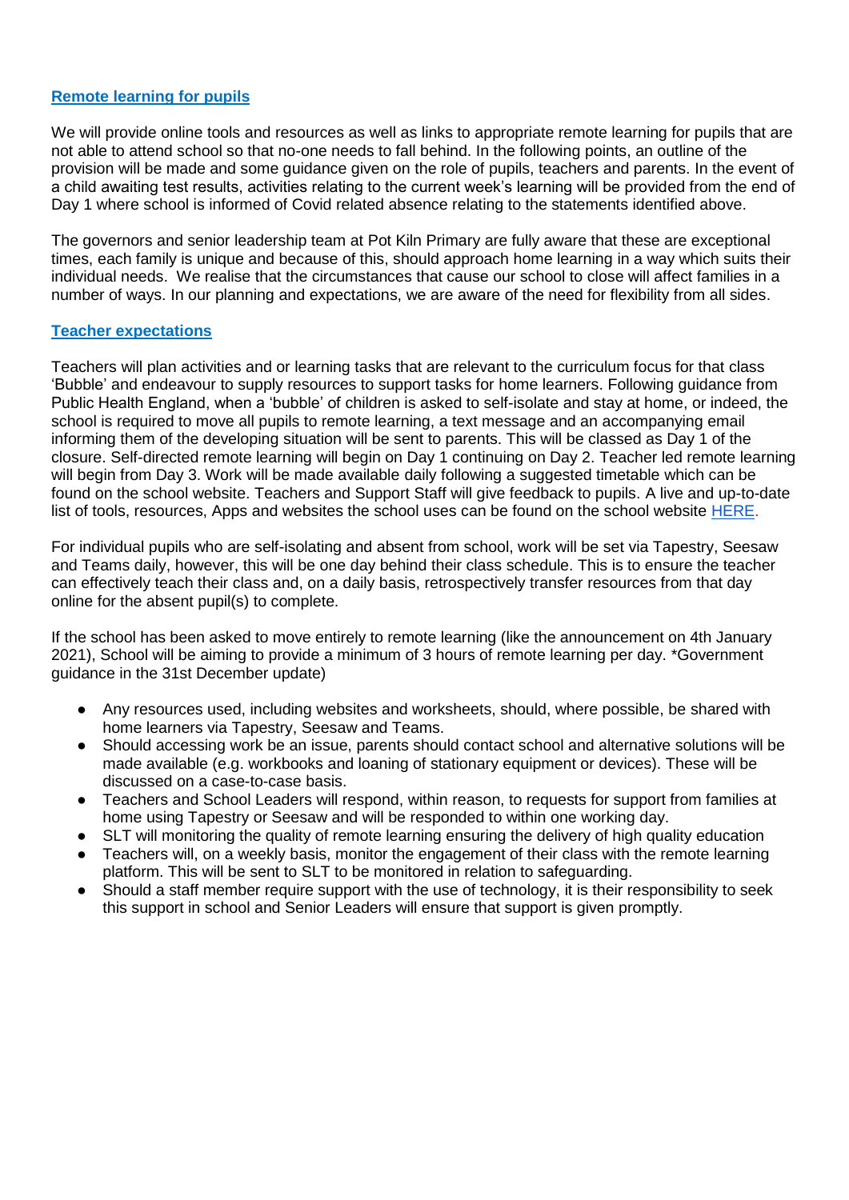## [Remote learning for pupils]

We will provide online tools and resources as well as links to appropriate remote learning for pupils that are not able to attend school so that no-one needs to fall behind. In the following points, an outline of the provision will be made and some guidance given on the role of pupils, teachers and parents. In the event of a child awaiting test results, activities relating to the current week's learning will be provided from the end of Day 1 where school is informed of Covid related absence relating to the statements identified above.

The governors and senior leadership team at Pot Kiln Primary are fully aware that these are exceptional times, each family is unique and because of this, should approach home learning in a way which suits their individual needs. We realise that the circumstances that cause our school to close will affect families in a number of ways. In our planning and expectations, we are aware of the need for flexibility from all sides.

## [Teacher expectations]

Teachers will plan activities and or learning tasks that are relevant to the curriculum focus for that class 'Bubble' and endeavour to supply resources to support tasks for home learners. Following guidance from Public Health England, when a 'bubble' of children is asked to self-isolate and stay at home, or indeed, the school is required to move all pupils to remote learning, a text message and an accompanying email informing them of the developing situation will be sent to parents. This will be classed as Day 1 of the closure. Self-directed remote learning will begin on Day 1 continuing on Day 2. Teacher led remote learning will begin from Day 3. Work will be made available daily following a suggested timetable which can be found on the school website. Teachers and Support Staff will give feedback to pupils. A live and up-to-date list of tools, resources, Apps and websites the school uses can be found on the school website [HERE].

For individual pupils who are self-isolating and absent from school, work will be set via Tapestry, Seesaw and Teams daily, however, this will be one day behind their class schedule. This is to ensure the teacher can effectively teach their class and, on a daily basis, retrospectively transfer resources from that day online for the absent pupil(s) to complete.

If the school has been asked to move entirely to remote learning (like the announcement on 4th January 2021), School will be aiming to provide a minimum of 3 hours of remote learning per day. *Government guidance in the 31st December update)

- Any resources used, including websites and worksheets, should, where possible, be shared with home learners via Tapestry, Seesaw and Teams.
- Should accessing work be an issue, parents should contact school and alternative solutions will be made available (e.g. workbooks and loaning of stationary equipment or devices). These will be discussed on a case-to-case basis.
- Teachers and School Leaders will respond, within reason, to requests for support from families at home using Tapestry or Seesaw and will be responded to within one working day.
- SLT will monitoring the quality of remote learning ensuring the delivery of high quality education
- Teachers will, on a weekly basis, monitor the engagement of their class with the remote learning platform. This will be sent to SLT to be monitored in relation to safeguarding.
- Should a staff member require support with the use of technology, it is their responsibility to seek this support in school and Senior Leaders will ensure that support is given promptly.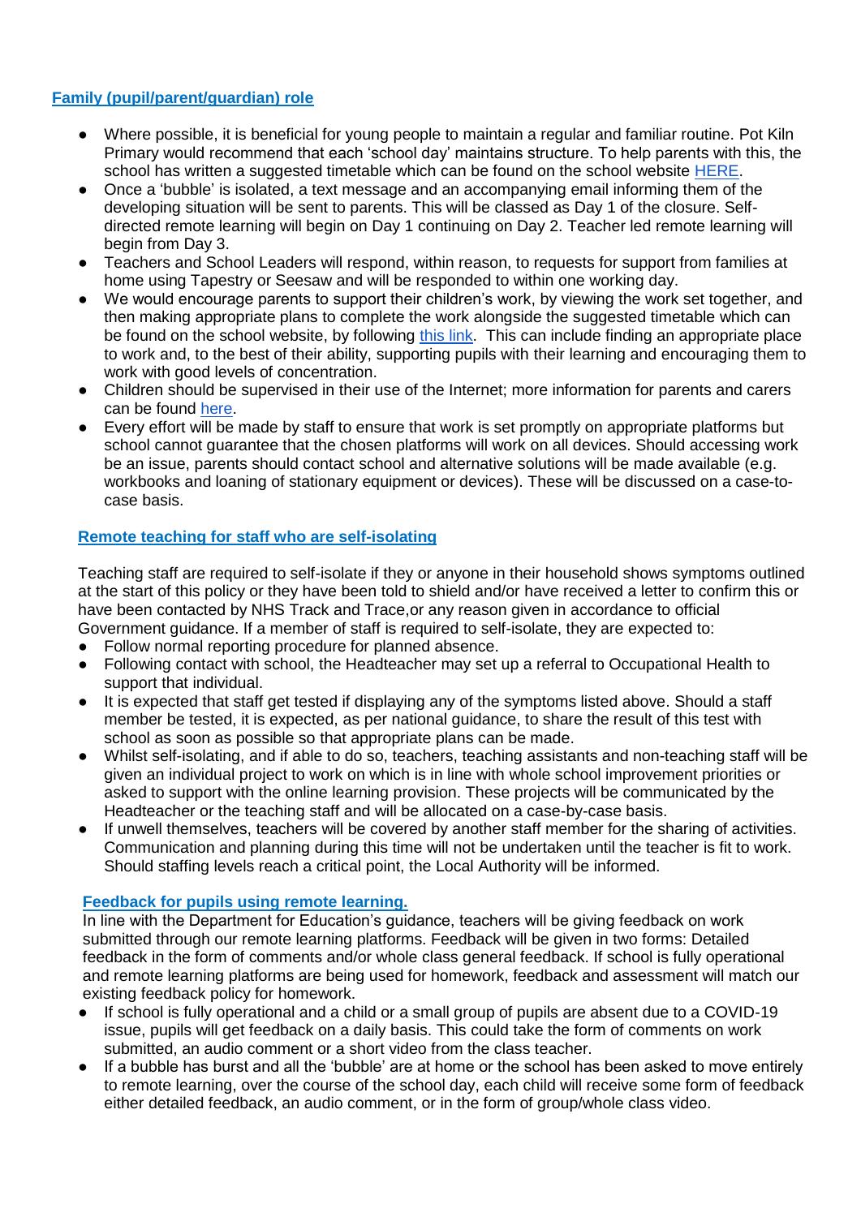## Family (pupil/parent/guardian) role

- Where possible, it is beneficial for young people to maintain a regular and familiar routine. Pot Kiln Primary would recommend that each 'school day' maintains structure. To help parents with this, the school has written a suggested timetable which can be found on the school website HERE.
- Once a 'bubble' is isolated, a text message and an accompanying email informing them of the developing situation will be sent to parents. This will be classed as Day 1 of the closure. Self-directed remote learning will begin on Day 1 continuing on Day 2. Teacher led remote learning will begin from Day 3.
- Teachers and School Leaders will respond, within reason, to requests for support from families at home using Tapestry or Seesaw and will be responded to within one working day.
- We would encourage parents to support their children's work, by viewing the work set together, and then making appropriate plans to complete the work alongside the suggested timetable which can be found on the school website, by following this link. This can include finding an appropriate place to work and, to the best of their ability, supporting pupils with their learning and encouraging them to work with good levels of concentration.
- Children should be supervised in their use of the Internet; more information for parents and carers can be found here.
- Every effort will be made by staff to ensure that work is set promptly on appropriate platforms but school cannot guarantee that the chosen platforms will work on all devices. Should accessing work be an issue, parents should contact school and alternative solutions will be made available (e.g. workbooks and loaning of stationary equipment or devices). These will be discussed on a case-to-case basis.

## Remote teaching for staff who are self-isolating

Teaching staff are required to self-isolate if they or anyone in their household shows symptoms outlined at the start of this policy or they have been told to shield and/or have received a letter to confirm this or have been contacted by NHS Track and Trace,or any reason given in accordance to official Government guidance. If a member of staff is required to self-isolate, they are expected to:

- Follow normal reporting procedure for planned absence.
- Following contact with school, the Headteacher may set up a referral to Occupational Health to support that individual.
- It is expected that staff get tested if displaying any of the symptoms listed above. Should a staff member be tested, it is expected, as per national guidance, to share the result of this test with school as soon as possible so that appropriate plans can be made.
- Whilst self-isolating, and if able to do so, teachers, teaching assistants and non-teaching staff will be given an individual project to work on which is in line with whole school improvement priorities or asked to support with the online learning provision. These projects will be communicated by the Headteacher or the teaching staff and will be allocated on a case-by-case basis.
- If unwell themselves, teachers will be covered by another staff member for the sharing of activities. Communication and planning during this time will not be undertaken until the teacher is fit to work. Should staffing levels reach a critical point, the Local Authority will be informed.

## Feedback for pupils using remote learning.

In line with the Department for Education's guidance, teachers will be giving feedback on work submitted through our remote learning platforms. Feedback will be given in two forms: Detailed feedback in the form of comments and/or whole class general feedback. If school is fully operational and remote learning platforms are being used for homework, feedback and assessment will match our existing feedback policy for homework.

- If school is fully operational and a child or a small group of pupils are absent due to a COVID-19 issue, pupils will get feedback on a daily basis. This could take the form of comments on work submitted, an audio comment or a short video from the class teacher.
- If a bubble has burst and all the 'bubble' are at home or the school has been asked to move entirely to remote learning, over the course of the school day, each child will receive some form of feedback either detailed feedback, an audio comment, or in the form of group/whole class video.